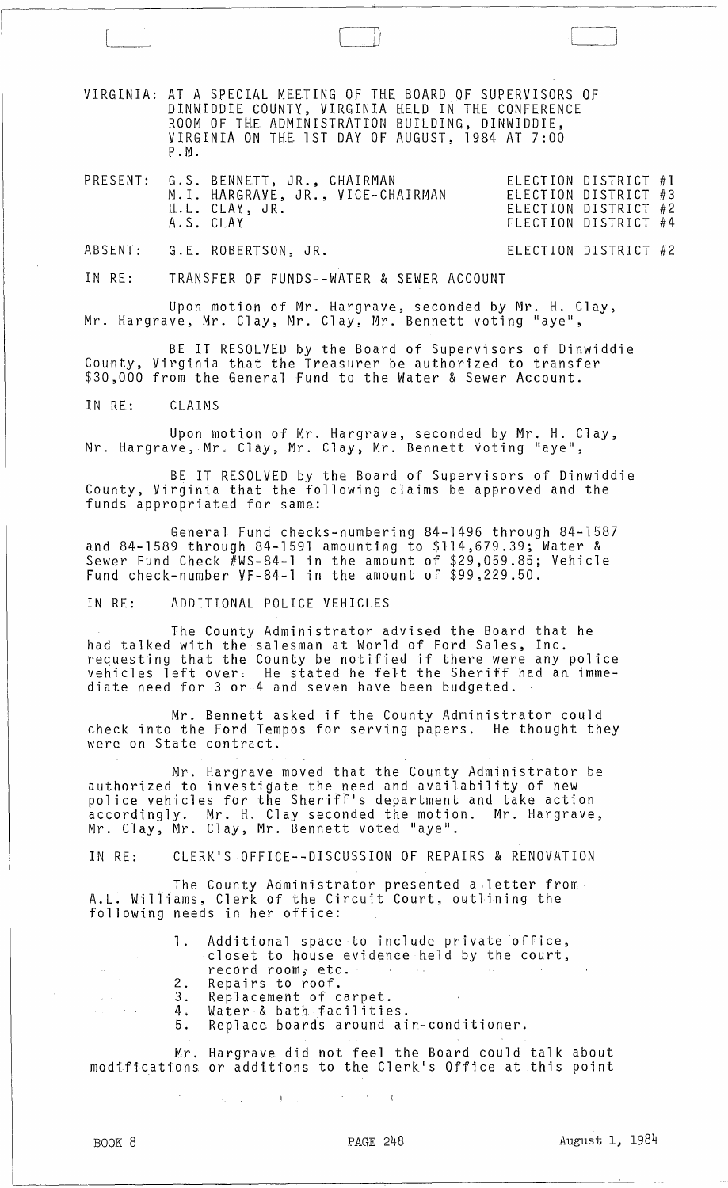VIRGINIA: AT A SPECIAL MEETING OF THE BOARD OF SUPERVISORS OF DINWIDDIE COUNTY, VIRGINIA HELD IN THE CONFERENCE ROOM OF THE ADMINISTRATION BUILDING, DINWIDDIE, VIRGINIA ON THE 1ST DAY OF AUGUST, 1984 AT 7:00 P.M.

| | | |
|---|---|---|
| PRESENT: | G.S. BENNETT, JR., CHAIRMAN | ELECTION DISTRICT #1 |
| | M.I. HARGRAVE, JR., VICE-CHAIRMAN | ELECTION DISTRICT #3 |
| | H.L. CLAY, JR. | ELECTION DISTRICT #2 |
| | A.S. CLAY | ELECTION DISTRICT #4 |
| ABSENT: | G.E. ROBERTSON, JR. | ELECTION DISTRICT #2 |

IN RE: TRANSFER OF FUNDS--WATER & SEWER ACCOUNT

Upon motion of Mr. Hargrave, seconded by Mr. H. Clay, Mr. Hargrave, Mr. Clay, Mr. Clay, Mr. Bennett voting "aye",

BE IT RESOLVED by the Board of Supervisors of Dinwiddie County, Virginia that the Treasurer be authorized to transfer $30,000 from the General Fund to the Water & Sewer Account.

IN RE: CLAIMS

Upon motion of Mr. Hargrave, seconded by Mr. H. Clay, Mr. Hargrave, Mr. Clay, Mr. Clay, Mr. Bennett voting "aye",

BE IT RESOLVED by the Board of Supervisors of Dinwiddie County, Virginia that the following claims be approved and the funds appropriated for same:

General Fund checks-numbering 84-1496 through 84-1587 and 84-1589 through 84-1591 amounting to $114,679.39; Water & Sewer Fund Check #WS-84-1 in the amount of $29,059.85; Vehicle Fund check-number VF-84-1 in the amount of $99,229.50.

IN RE: ADDITIONAL POLICE VEHICLES

The County Administrator advised the Board that he had talked with the salesman at World of Ford Sales, Inc. requesting that the County be notified if there were any police vehicles left over. He stated he felt the Sheriff had an immediate need for 3 or 4 and seven have been budgeted.

Mr. Bennett asked if the County Administrator could check into the Ford Tempos for serving papers. He thought they were on State contract.

Mr. Hargrave moved that the County Administrator be authorized to investigate the need and availability of new police vehicles for the Sheriff's department and take action accordingly. Mr. H. Clay seconded the motion. Mr. Hargrave, Mr. Clay, Mr. Clay, Mr. Bennett voted "aye".

IN RE: CLERK'S OFFICE--DISCUSSION OF REPAIRS & RENOVATION

The County Administrator presented a letter from A.L. Williams, Clerk of the Circuit Court, outlining the following needs in her office:

1. Additional space to include private office, closet to house evidence held by the court, record room, etc.
2. Repairs to roof.
3. Replacement of carpet.
4. Water & bath facilities.
5. Replace boards around air-conditioner.

Mr. Hargrave did not feel the Board could talk about modifications or additions to the Clerk's Office at this point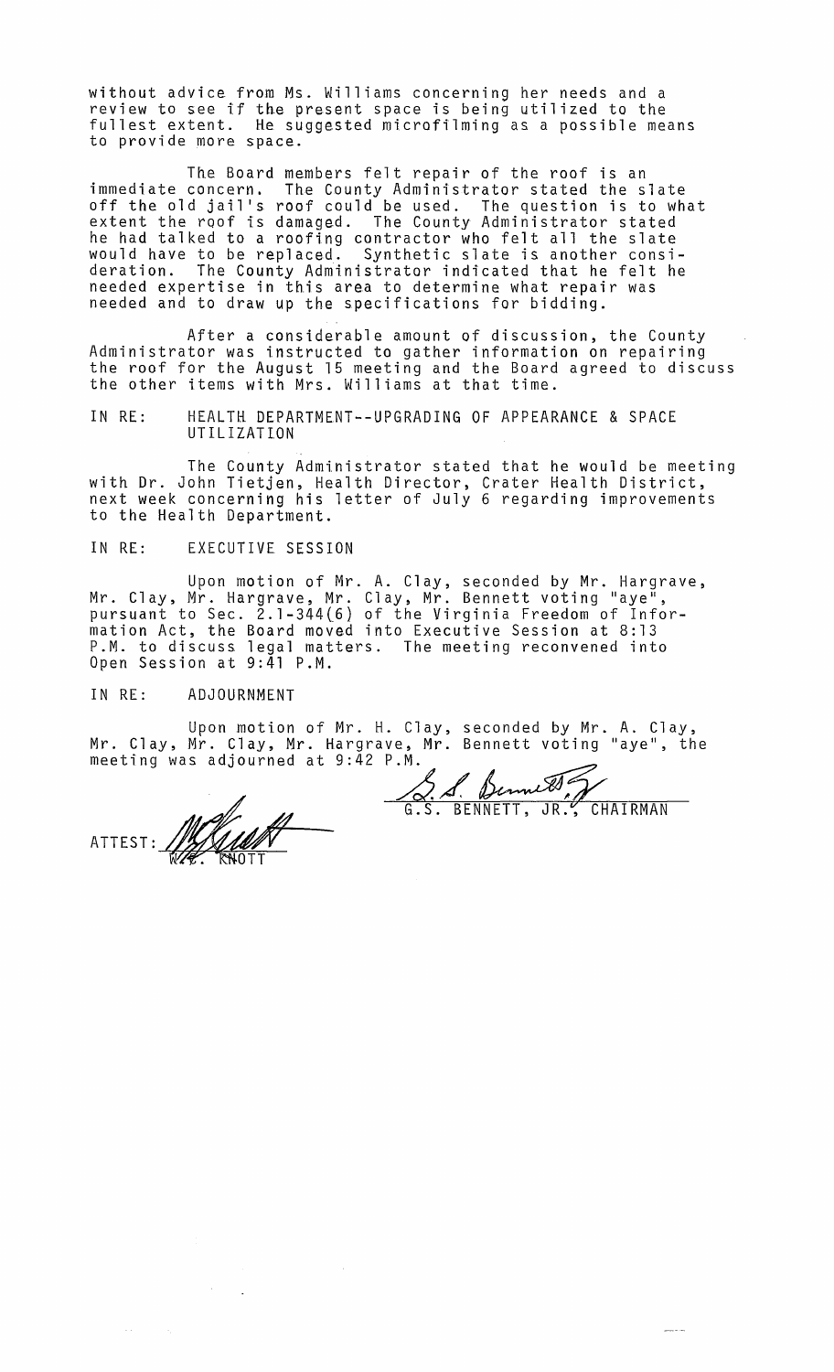without advice from Ms. Williams concerning her needs and a review to see if the present space is being utilized to the fullest extent. He suggested microfilming as a possible means to provide more space.

The Board members felt repair of the roof is an immediate concern. The County Administrator stated the slate off the old jail's roof could be used. The question is to what extent the roof is damaged. The County Administrator stated he had talked to a roofing contractor who felt all the slate would have to be replaced. Synthetic slate is another consideration. The County Administrator indicated that he felt he needed expertise in this area to determine what repair was needed and to draw up the specifications for bidding.

After a considerable amount of discussion, the County Administrator was instructed to gather information on repairing the roof for the August 15 meeting and the Board agreed to discuss the other items with Mrs. Williams at that time.

IN RE: HEALTH DEPARTMENT--UPGRADING OF APPEARANCE & SPACE UTILIZATION

The County Administrator stated that he would be meeting with Dr. John Tietjen, Health Director, Crater Health District, next week concerning his letter of July 6 regarding improvements to the Health Department.

IN RE: EXECUTIVE SESSION

Upon motion of Mr. A. Clay, seconded by Mr. Hargrave, Mr. Clay, Mr. Hargrave, Mr. Clay, Mr. Bennett voting "aye", pursuant to Sec. 2.1-344(6) of the Virginia Freedom of Information Act, the Board moved into Executive Session at 8:13 P.M. to discuss legal matters. The meeting reconvened into Open Session at 9:41 P.M.

IN RE: ADJOURNMENT

Upon motion of Mr. H. Clay, seconded by Mr. A. Clay, Mr. Clay, Mr. Clay, Mr. Hargrave, Mr. Bennett voting "aye", the meeting was adjourned at 9:42 P.M.

G.S. BENNETT, JR., CHAIRMAN

ATTEST: W.E. KNOTT